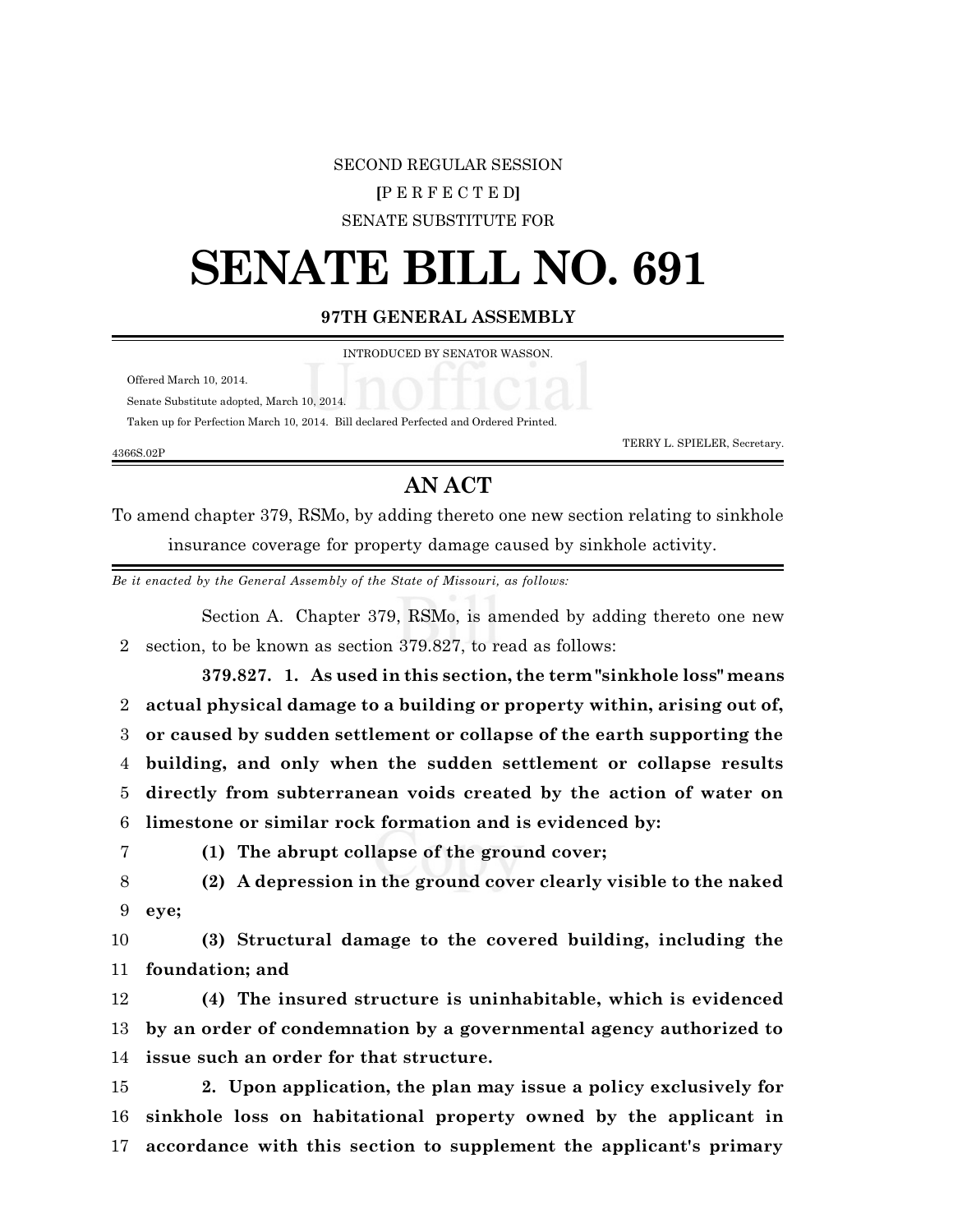SECOND REGULAR SESSION

[P E R F E C T E D]

SENATE SUBSTITUTE FOR

# SENATE BILL NO. 691

**97TH GENERAL ASSEMBLY**

INTRODUCED BY SENATOR WASSON.

Offered March 10, 2014.

Senate Substitute adopted, March 10, 2014.

Taken up for Perfection March 10, 2014. Bill declared Perfected and Ordered Printed.

TERRY L. SPIELER, Secretary.

4366S.02P

## AN ACT

To amend chapter 379, RSMo, by adding thereto one new section relating to sinkhole insurance coverage for property damage caused by sinkhole activity.

*Be it enacted by the General Assembly of the State of Missouri, as follows:*

Section A. Chapter 379, RSMo, is amended by adding thereto one new section, to be known as section 379.827, to read as follows:

**379.827. 1. As used in this section, the term "sinkhole loss" means actual physical damage to a building or property within, arising out of, or caused by sudden settlement or collapse of the earth supporting the building, and only when the sudden settlement or collapse results directly from subterranean voids created by the action of water on limestone or similar rock formation and is evidenced by:**

**(1) The abrupt collapse of the ground cover;**

**(2) A depression in the ground cover clearly visible to the naked eye;**

**(3) Structural damage to the covered building, including the foundation; and**

**(4) The insured structure is uninhabitable, which is evidenced by an order of condemnation by a governmental agency authorized to issue such an order for that structure.**

**2. Upon application, the plan may issue a policy exclusively for sinkhole loss on habitational property owned by the applicant in accordance with this section to supplement the applicant's primary**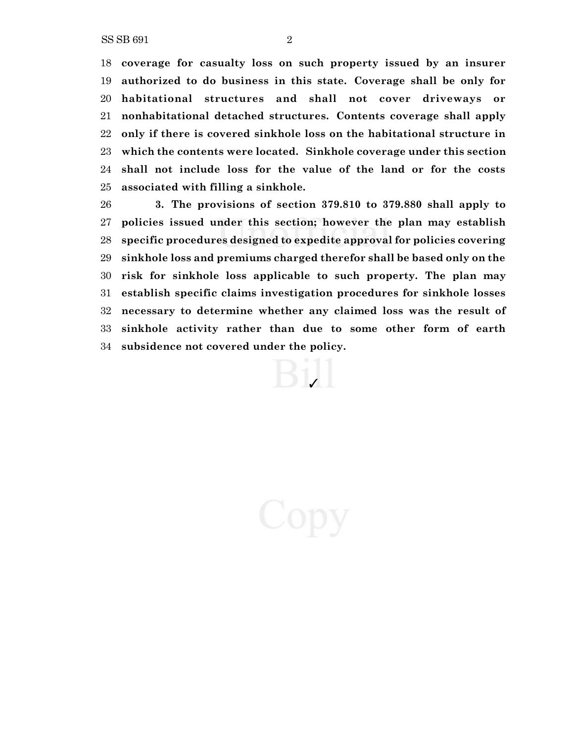**coverage for casualty loss on such property issued by an insurer authorized to do business in this state. Coverage shall be only for habitational structures and shall not cover driveways or nonhabitational detached structures. Contents coverage shall apply only if there is covered sinkhole loss on the habitational structure in which the contents were located. Sinkhole coverage under this section shall not include loss for the value of the land or for the costs associated with filling a sinkhole.**

**3. The provisions of section 379.810 to 379.880 shall apply to policies issued under this section; however the plan may establish specific procedures designed to expedite approval for policies covering sinkhole loss and premiums charged therefor shall be based only on the risk for sinkhole loss applicable to such property. The plan may establish specific claims investigation procedures for sinkhole losses necessary to determine whether any claimed loss was the result of sinkhole activity rather than due to some other form of earth subsidence not covered under the policy.**

✓